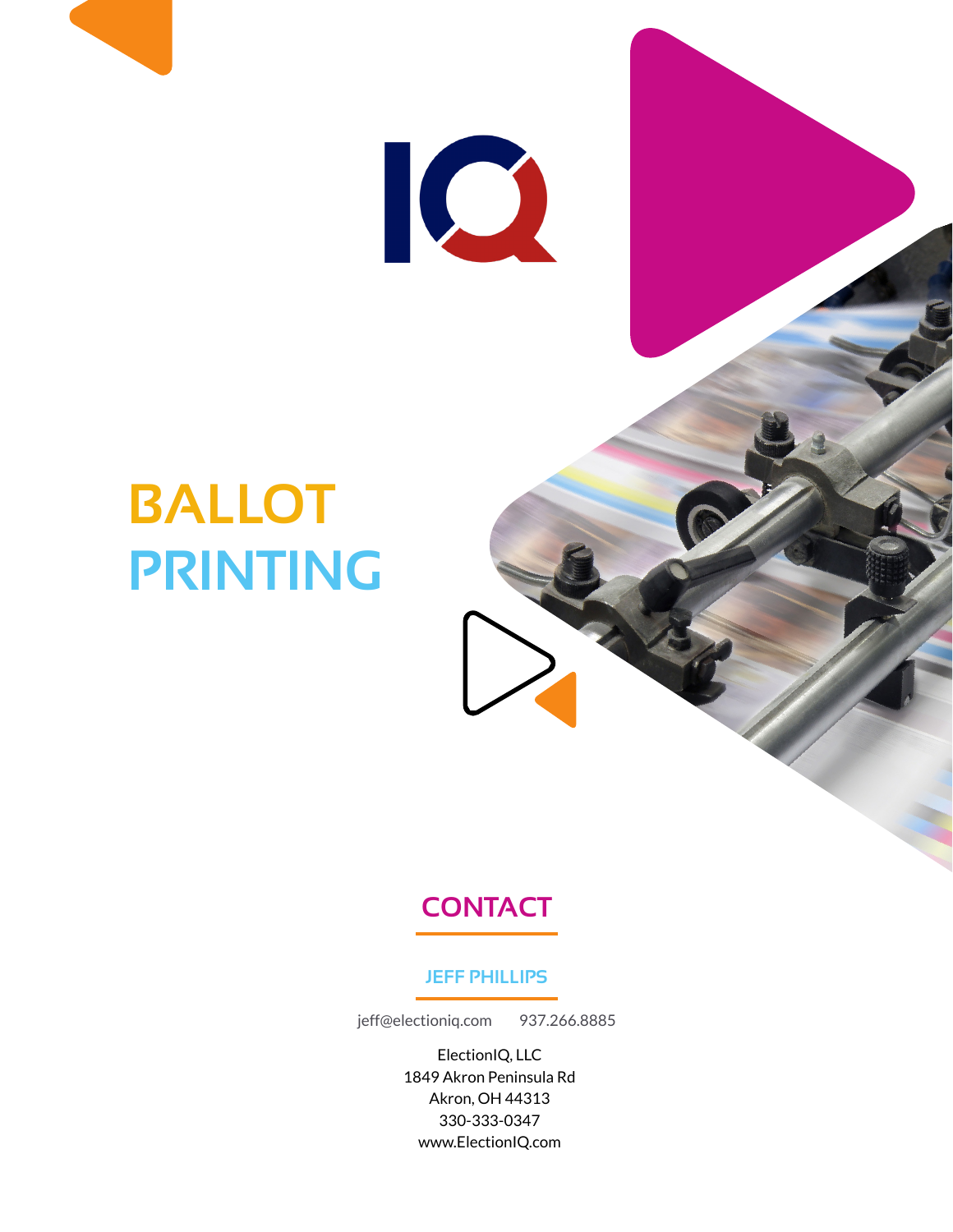IQ

# BALLOT PRINTING

## CONTACT

### JEFF PHILLIPS

jeff@electioniq.com 937.266.8885

ElectionIQ, LLC
1849 Akron Peninsula Rd
Akron, OH 44313
330-333-0347
www.ElectionIQ.com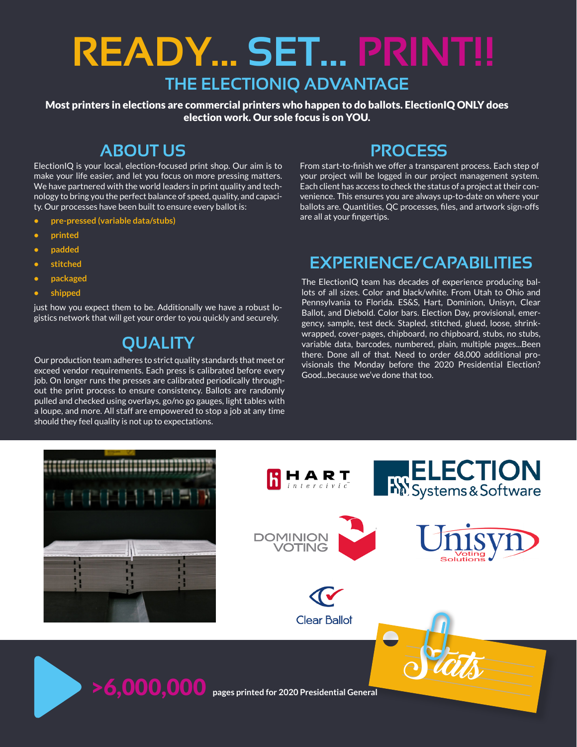# READY... SET... PRINT!!

## THE ELECTIONIQ ADVANTAGE

**Most printers in elections are commercial printers who happen to do ballots. ElectionIQ ONLY does election work. Our sole focus is on YOU.**

## ABOUT US

ElectionIQ is your local, election-focused print shop. Our aim is to make your life easier, and let you focus on more pressing matters. We have partnered with the world leaders in print quality and technology to bring you the perfect balance of speed, quality, and capacity. Our processes have been built to ensure every ballot is:

- pre-pressed (variable data/stubs)
- printed
- padded
- stitched
- packaged
- shipped

just how you expect them to be. Additionally we have a robust logistics network that will get your order to you quickly and securely.

## QUALITY

Our production team adheres to strict quality standards that meet or exceed vendor requirements. Each press is calibrated before every job. On longer runs the presses are calibrated periodically throughout the print process to ensure consistency. Ballots are randomly pulled and checked using overlays, go/no go gauges, light tables with a loupe, and more. All staff are empowered to stop a job at any time should they feel quality is not up to expectations.

## PROCESS

From start-to-finish we offer a transparent process. Each step of your project will be logged in our project management system. Each client has access to check the status of a project at their convenience. This ensures you are always up-to-date on where your ballots are. Quantities, QC processes, files, and artwork sign-offs are all at your fingertips.

## EXPERIENCE/CAPABILITIES

The ElectionIQ team has decades of experience producing ballots of all sizes. Color and black/white. From Utah to Ohio and Pennsylvania to Florida. ES&S, Hart, Dominion, Unisyn, Clear Ballot, and Diebold. Color bars. Election Day, provisional, emergency, sample, test deck. Stapled, stitched, glued, loose, shrink-wrapped, cover-pages, chipboard, no chipboard, stubs, no stubs, variable data, barcodes, numbered, plain, multiple pages...Been there. Done all of that. Need to order 68,000 additional provisionals the Monday before the 2020 Presidential Election? Good...because we've done that too.

HART intercivic

ELECTION Systems & Software

DOMINION VOTING

Unisyn Voting Solutions

Clear Ballot

Stats

**>6,000,000** pages printed for 2020 Presidential General